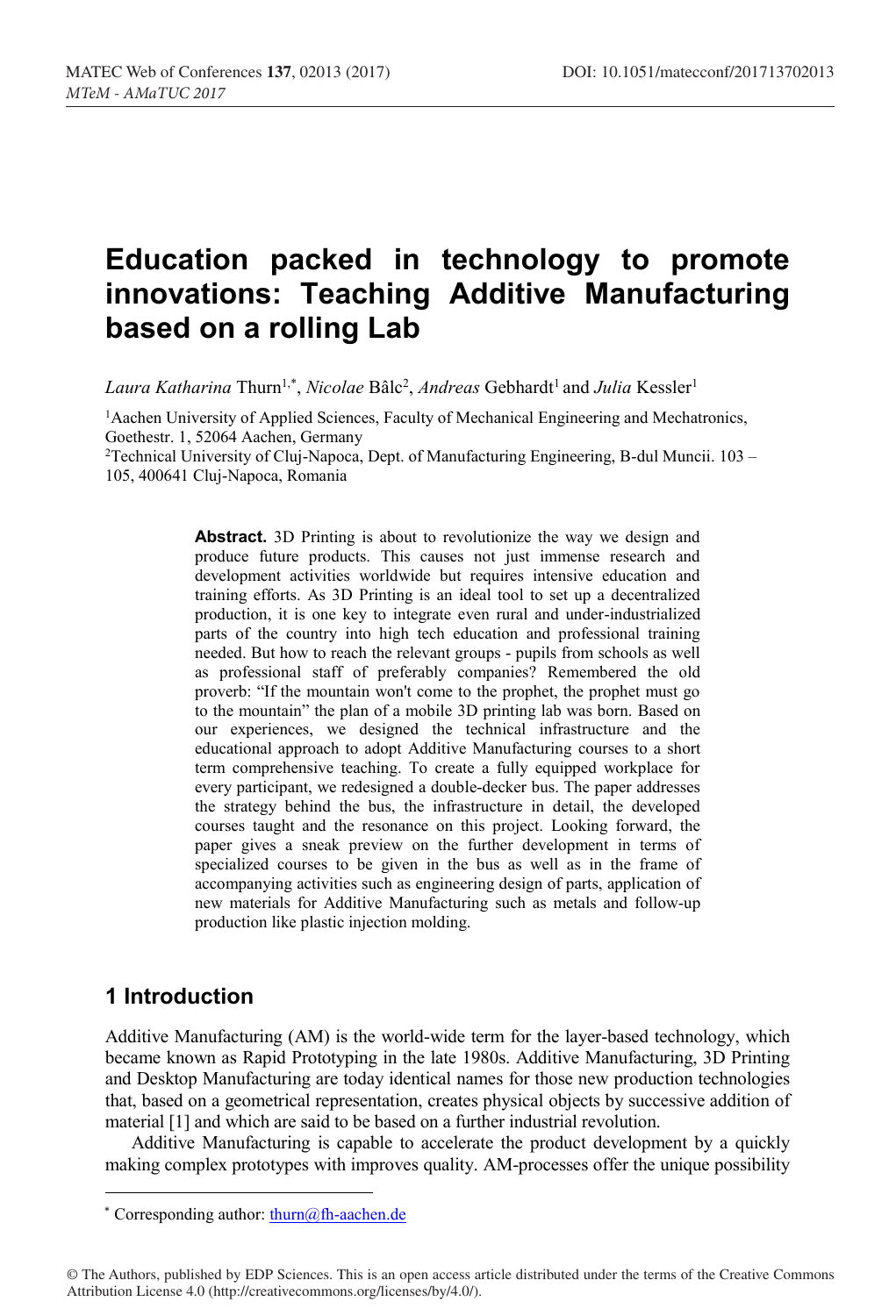# Education packed in technology to promote innovations: Teaching Additive Manufacturing based on a rolling Lab

*Laura Katharina* Thurn[1,*], *Nicolae* Bâlc[2], *Andreas* Gebhardt[1] and *Julia* Kessler[1]

[1]Aachen University of Applied Sciences, Faculty of Mechanical Engineering and Mechatronics, Goethestr. 1, 52064 Aachen, Germany

[2]Technical University of Cluj-Napoca, Dept. of Manufacturing Engineering, B-dul Muncii. 103 – 105, 400641 Cluj-Napoca, Romania

**Abstract.** 3D Printing is about to revolutionize the way we design and produce future products. This causes not just immense research and development activities worldwide but requires intensive education and training efforts. As 3D Printing is an ideal tool to set up a decentralized production, it is one key to integrate even rural and under-industrialized parts of the country into high tech education and professional training needed. But how to reach the relevant groups - pupils from schools as well as professional staff of preferably companies? Remembered the old proverb: "If the mountain won't come to the prophet, the prophet must go to the mountain" the plan of a mobile 3D printing lab was born. Based on our experiences, we designed the technical infrastructure and the educational approach to adopt Additive Manufacturing courses to a short term comprehensive teaching. To create a fully equipped workplace for every participant, we redesigned a double-decker bus. The paper addresses the strategy behind the bus, the infrastructure in detail, the developed courses taught and the resonance on this project. Looking forward, the paper gives a sneak preview on the further development in terms of specialized courses to be given in the bus as well as in the frame of accompanying activities such as engineering design of parts, application of new materials for Additive Manufacturing such as metals and follow-up production like plastic injection molding.

## 1 Introduction

Additive Manufacturing (AM) is the world-wide term for the layer-based technology, which became known as Rapid Prototyping in the late 1980s. Additive Manufacturing, 3D Printing and Desktop Manufacturing are today identical names for those new production technologies that, based on a geometrical representation, creates physical objects by successive addition of material [1] and which are said to be based on a further industrial revolution.

Additive Manufacturing is capable to accelerate the product development by a quickly making complex prototypes with improves quality. AM-processes offer the unique possibility

* Corresponding author: thurn@fh-aachen.de

© The Authors, published by EDP Sciences. This is an open access article distributed under the terms of the Creative Commons Attribution License 4.0 (http://creativecommons.org/licenses/by/4.0/).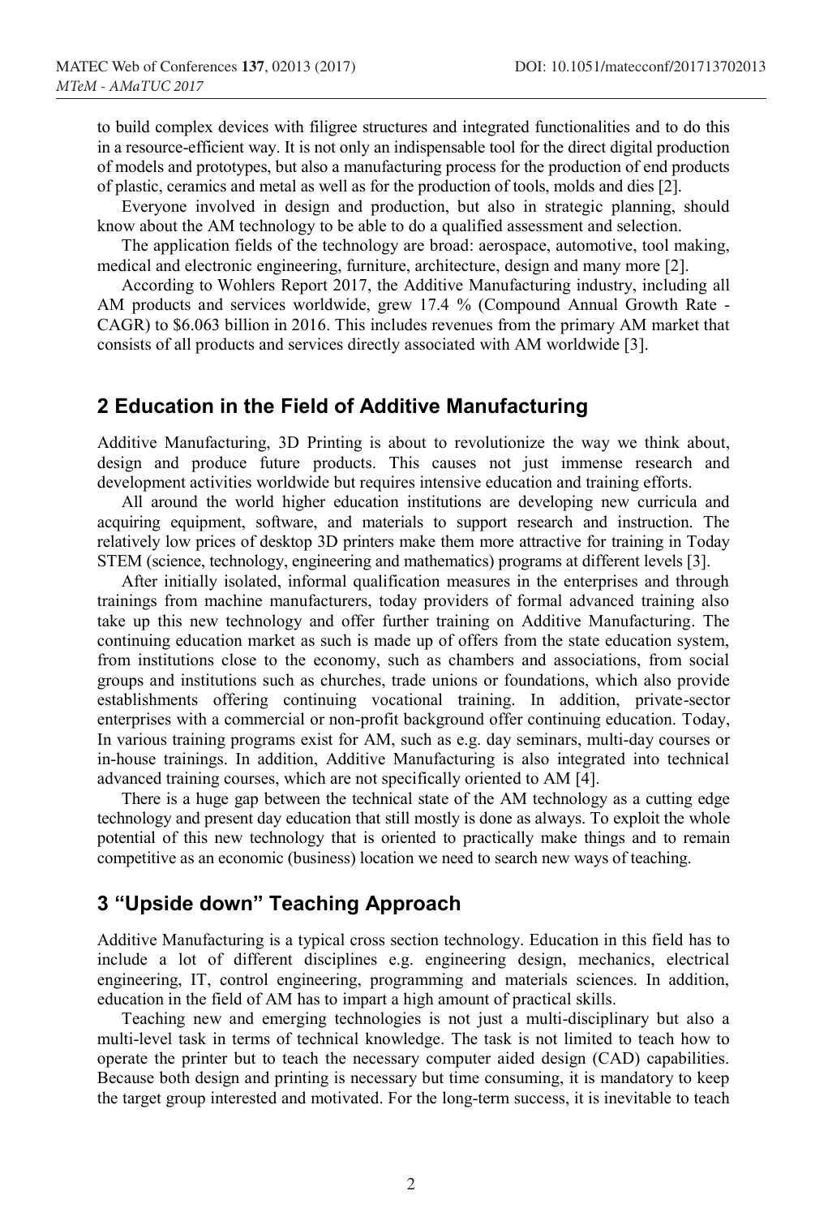to build complex devices with filigree structures and integrated functionalities and to do this in a resource-efficient way. It is not only an indispensable tool for the direct digital production of models and prototypes, but also a manufacturing process for the production of end products of plastic, ceramics and metal as well as for the production of tools, molds and dies [2].

Everyone involved in design and production, but also in strategic planning, should know about the AM technology to be able to do a qualified assessment and selection.

The application fields of the technology are broad: aerospace, automotive, tool making, medical and electronic engineering, furniture, architecture, design and many more [2].

According to Wohlers Report 2017, the Additive Manufacturing industry, including all AM products and services worldwide, grew 17.4 % (Compound Annual Growth Rate - CAGR) to $6.063 billion in 2016. This includes revenues from the primary AM market that consists of all products and services directly associated with AM worldwide [3].

## 2 Education in the Field of Additive Manufacturing

Additive Manufacturing, 3D Printing is about to revolutionize the way we think about, design and produce future products. This causes not just immense research and development activities worldwide but requires intensive education and training efforts.

All around the world higher education institutions are developing new curricula and acquiring equipment, software, and materials to support research and instruction. The relatively low prices of desktop 3D printers make them more attractive for training in Today STEM (science, technology, engineering and mathematics) programs at different levels [3].

After initially isolated, informal qualification measures in the enterprises and through trainings from machine manufacturers, today providers of formal advanced training also take up this new technology and offer further training on Additive Manufacturing. The continuing education market as such is made up of offers from the state education system, from institutions close to the economy, such as chambers and associations, from social groups and institutions such as churches, trade unions or foundations, which also provide establishments offering continuing vocational training. In addition, private-sector enterprises with a commercial or non-profit background offer continuing education. Today, In various training programs exist for AM, such as e.g. day seminars, multi-day courses or in-house trainings. In addition, Additive Manufacturing is also integrated into technical advanced training courses, which are not specifically oriented to AM [4].

There is a huge gap between the technical state of the AM technology as a cutting edge technology and present day education that still mostly is done as always. To exploit the whole potential of this new technology that is oriented to practically make things and to remain competitive as an economic (business) location we need to search new ways of teaching.

## 3 "Upside down" Teaching Approach

Additive Manufacturing is a typical cross section technology. Education in this field has to include a lot of different disciplines e.g. engineering design, mechanics, electrical engineering, IT, control engineering, programming and materials sciences. In addition, education in the field of AM has to impart a high amount of practical skills.

Teaching new and emerging technologies is not just a multi-disciplinary but also a multi-level task in terms of technical knowledge. The task is not limited to teach how to operate the printer but to teach the necessary computer aided design (CAD) capabilities. Because both design and printing is necessary but time consuming, it is mandatory to keep the target group interested and motivated. For the long-term success, it is inevitable to teach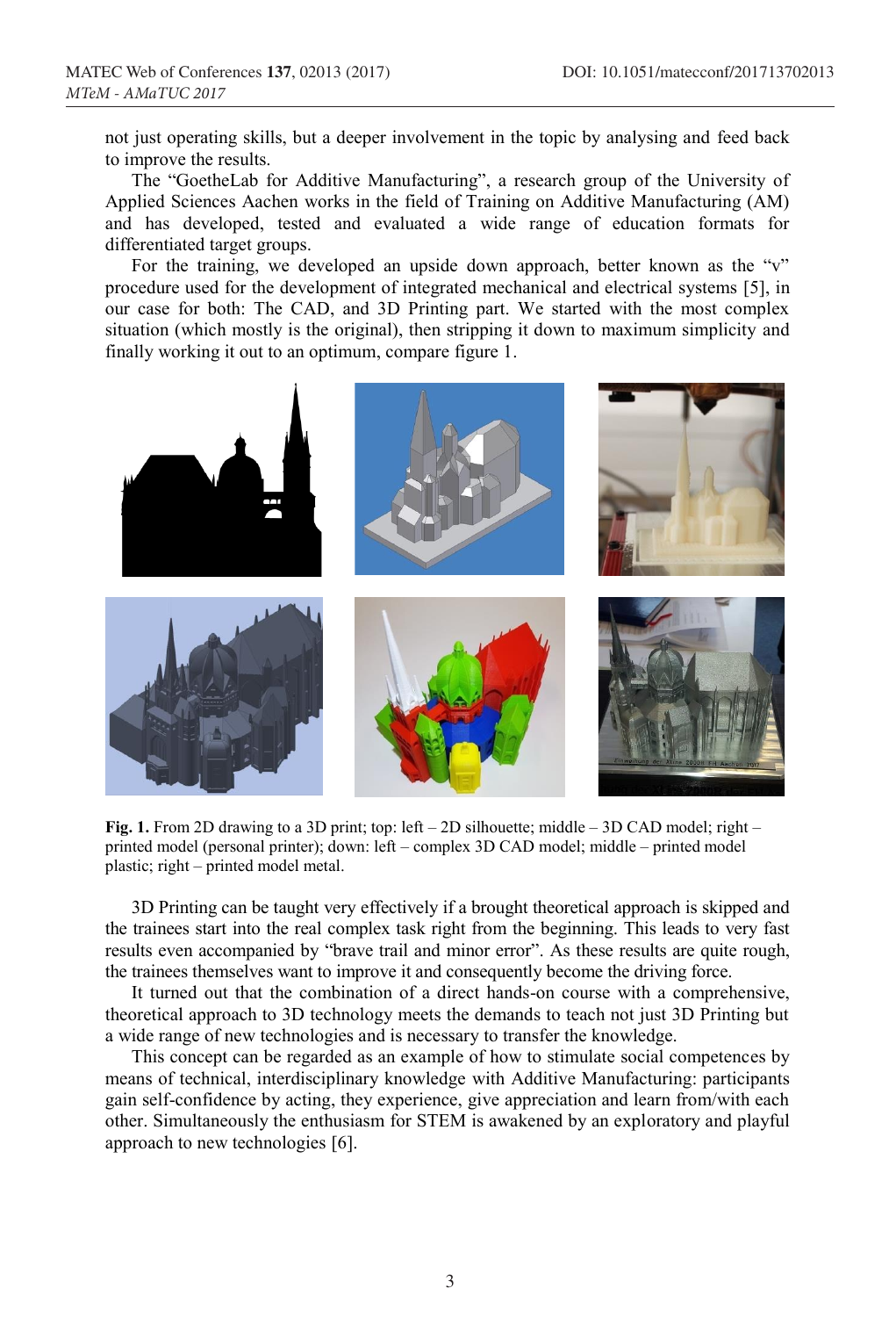not just operating skills, but a deeper involvement in the topic by analysing and feed back to improve the results.

The "GoetheLab for Additive Manufacturing", a research group of the University of Applied Sciences Aachen works in the field of Training on Additive Manufacturing (AM) and has developed, tested and evaluated a wide range of education formats for differentiated target groups.

For the training, we developed an upside down approach, better known as the "v" procedure used for the development of integrated mechanical and electrical systems [5], in our case for both: The CAD, and 3D Printing part. We started with the most complex situation (which mostly is the original), then stripping it down to maximum simplicity and finally working it out to an optimum, compare figure 1.

**Fig. 1.** From 2D drawing to a 3D print; top: left – 2D silhouette; middle – 3D CAD model; right – printed model (personal printer); down: left – complex 3D CAD model; middle – printed model plastic; right – printed model metal.

3D Printing can be taught very effectively if a brought theoretical approach is skipped and the trainees start into the real complex task right from the beginning. This leads to very fast results even accompanied by "brave trail and minor error". As these results are quite rough, the trainees themselves want to improve it and consequently become the driving force.

It turned out that the combination of a direct hands-on course with a comprehensive, theoretical approach to 3D technology meets the demands to teach not just 3D Printing but a wide range of new technologies and is necessary to transfer the knowledge.

This concept can be regarded as an example of how to stimulate social competences by means of technical, interdisciplinary knowledge with Additive Manufacturing: participants gain self-confidence by acting, they experience, give appreciation and learn from/with each other. Simultaneously the enthusiasm for STEM is awakened by an exploratory and playful approach to new technologies [6].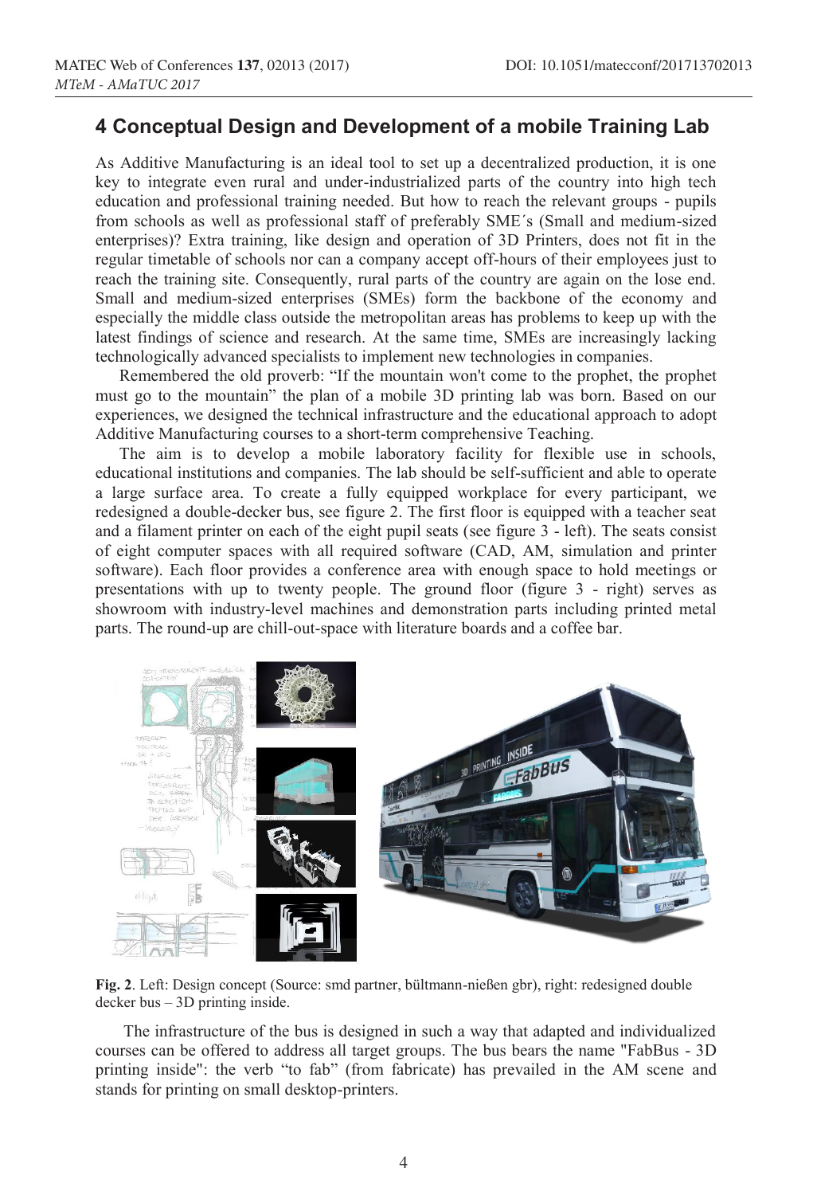## 4 Conceptual Design and Development of a mobile Training Lab

As Additive Manufacturing is an ideal tool to set up a decentralized production, it is one key to integrate even rural and under-industrialized parts of the country into high tech education and professional training needed. But how to reach the relevant groups - pupils from schools as well as professional staff of preferably SME´s (Small and medium-sized enterprises)? Extra training, like design and operation of 3D Printers, does not fit in the regular timetable of schools nor can a company accept off-hours of their employees just to reach the training site. Consequently, rural parts of the country are again on the lose end. Small and medium-sized enterprises (SMEs) form the backbone of the economy and especially the middle class outside the metropolitan areas has problems to keep up with the latest findings of science and research. At the same time, SMEs are increasingly lacking technologically advanced specialists to implement new technologies in companies.

Remembered the old proverb: "If the mountain won't come to the prophet, the prophet must go to the mountain" the plan of a mobile 3D printing lab was born. Based on our experiences, we designed the technical infrastructure and the educational approach to adopt Additive Manufacturing courses to a short-term comprehensive Teaching.

The aim is to develop a mobile laboratory facility for flexible use in schools, educational institutions and companies. The lab should be self-sufficient and able to operate a large surface area. To create a fully equipped workplace for every participant, we redesigned a double-decker bus, see figure 2. The first floor is equipped with a teacher seat and a filament printer on each of the eight pupil seats (see figure 3 - left). The seats consist of eight computer spaces with all required software (CAD, AM, simulation and printer software). Each floor provides a conference area with enough space to hold meetings or presentations with up to twenty people. The ground floor (figure 3 - right) serves as showroom with industry-level machines and demonstration parts including printed metal parts. The round-up are chill-out-space with literature boards and a coffee bar.

**Fig. 2**. Left: Design concept (Source: smd partner, bültmann-nießen gbr), right: redesigned double decker bus – 3D printing inside.

The infrastructure of the bus is designed in such a way that adapted and individualized courses can be offered to address all target groups. The bus bears the name "FabBus - 3D printing inside": the verb "to fab" (from fabricate) has prevailed in the AM scene and stands for printing on small desktop-printers.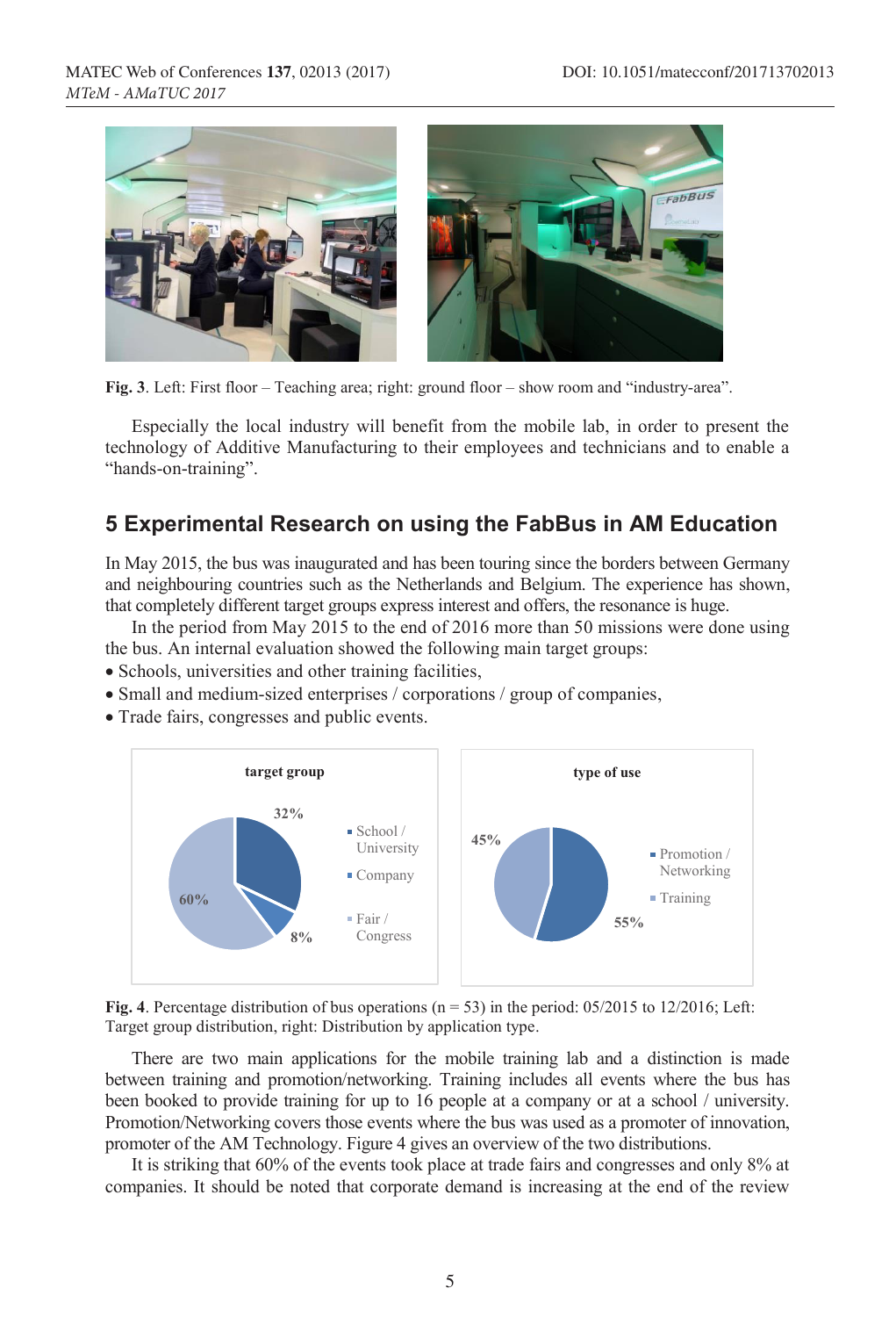Fig. 3. Left: First floor – Teaching area; right: ground floor – show room and "industry-area".

Especially the local industry will benefit from the mobile lab, in order to present the technology of Additive Manufacturing to their employees and technicians and to enable a "hands-on-training".

## 5 Experimental Research on using the FabBus in AM Education

In May 2015, the bus was inaugurated and has been touring since the borders between Germany and neighbouring countries such as the Netherlands and Belgium. The experience has shown, that completely different target groups express interest and offers, the resonance is huge.

In the period from May 2015 to the end of 2016 more than 50 missions were done using the bus. An internal evaluation showed the following main target groups:

- Schools, universities and other training facilities,
- Small and medium-sized enterprises / corporations / group of companies,
- Trade fairs, congresses and public events.

Fig. 4. Percentage distribution of bus operations (n = 53) in the period: 05/2015 to 12/2016; Left: Target group distribution, right: Distribution by application type.

There are two main applications for the mobile training lab and a distinction is made between training and promotion/networking. Training includes all events where the bus has been booked to provide training for up to 16 people at a company or at a school / university. Promotion/Networking covers those events where the bus was used as a promoter of innovation, promoter of the AM Technology. Figure 4 gives an overview of the two distributions.

It is striking that 60% of the events took place at trade fairs and congresses and only 8% at companies. It should be noted that corporate demand is increasing at the end of the review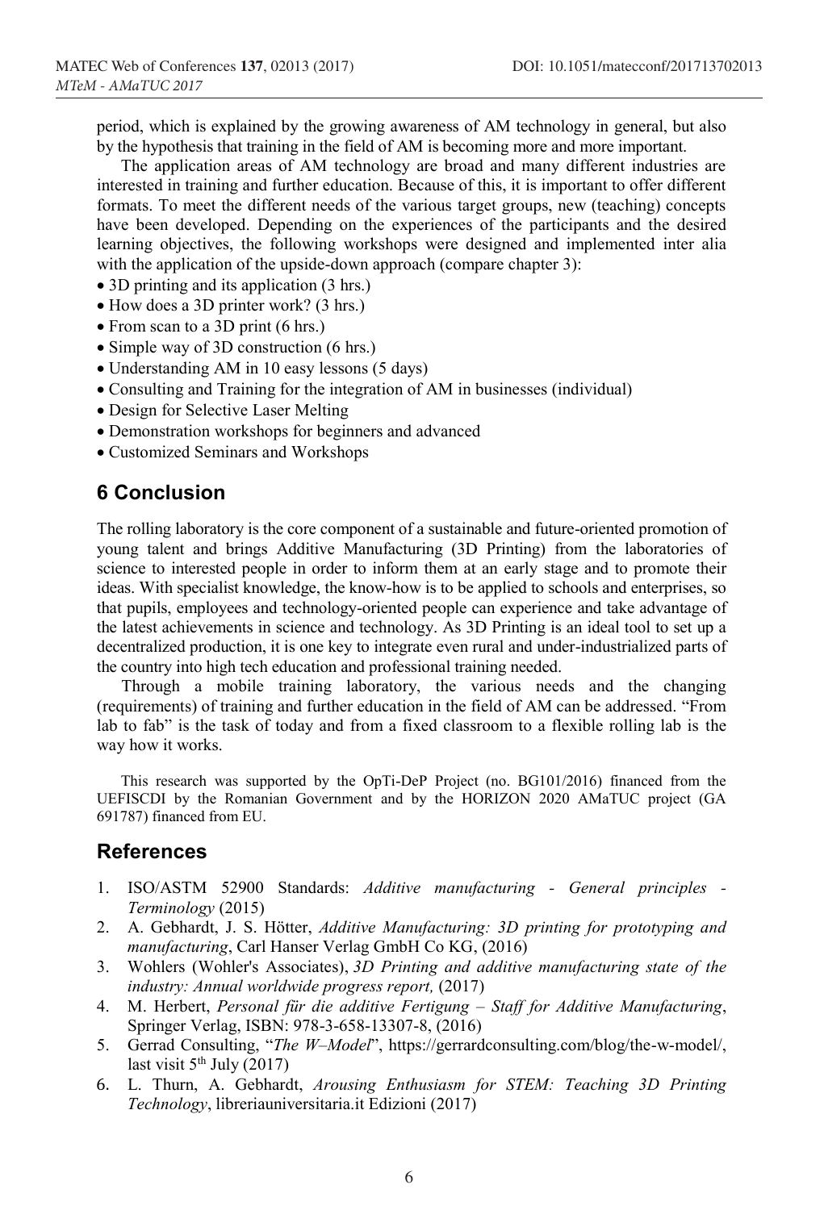period, which is explained by the growing awareness of AM technology in general, but also by the hypothesis that training in the field of AM is becoming more and more important.

The application areas of AM technology are broad and many different industries are interested in training and further education. Because of this, it is important to offer different formats. To meet the different needs of the various target groups, new (teaching) concepts have been developed. Depending on the experiences of the participants and the desired learning objectives, the following workshops were designed and implemented inter alia with the application of the upside-down approach (compare chapter 3):

- 3D printing and its application (3 hrs.)
- How does a 3D printer work? (3 hrs.)
- From scan to a 3D print (6 hrs.)
- Simple way of 3D construction (6 hrs.)
- Understanding AM in 10 easy lessons (5 days)
- Consulting and Training for the integration of AM in businesses (individual)
- Design for Selective Laser Melting
- Demonstration workshops for beginners and advanced
- Customized Seminars and Workshops

## 6 Conclusion

The rolling laboratory is the core component of a sustainable and future-oriented promotion of young talent and brings Additive Manufacturing (3D Printing) from the laboratories of science to interested people in order to inform them at an early stage and to promote their ideas. With specialist knowledge, the know-how is to be applied to schools and enterprises, so that pupils, employees and technology-oriented people can experience and take advantage of the latest achievements in science and technology. As 3D Printing is an ideal tool to set up a decentralized production, it is one key to integrate even rural and under-industrialized parts of the country into high tech education and professional training needed.

Through a mobile training laboratory, the various needs and the changing (requirements) of training and further education in the field of AM can be addressed. "From lab to fab" is the task of today and from a fixed classroom to a flexible rolling lab is the way how it works.

This research was supported by the OpTi-DeP Project (no. BG101/2016) financed from the UEFISCDI by the Romanian Government and by the HORIZON 2020 AMaTUC project (GA 691787) financed from EU.

## References

1. ISO/ASTM 52900 Standards: *Additive manufacturing - General principles - Terminology* (2015)
2. A. Gebhardt, J. S. Hötter, *Additive Manufacturing: 3D printing for prototyping and manufacturing*, Carl Hanser Verlag GmbH Co KG, (2016)
3. Wohlers (Wohler's Associates), *3D Printing and additive manufacturing state of the industry: Annual worldwide progress report,* (2017)
4. M. Herbert, *Personal für die additive Fertigung – Staff for Additive Manufacturing*, Springer Verlag, ISBN: 978-3-658-13307-8, (2016)
5. Gerrad Consulting, "*The W–Model*", https://gerrardconsulting.com/blog/the-w-model/, last visit 5th July (2017)
6. L. Thurn, A. Gebhardt, *Arousing Enthusiasm for STEM: Teaching 3D Printing Technology*, libreriauniversitaria.it Edizioni (2017)